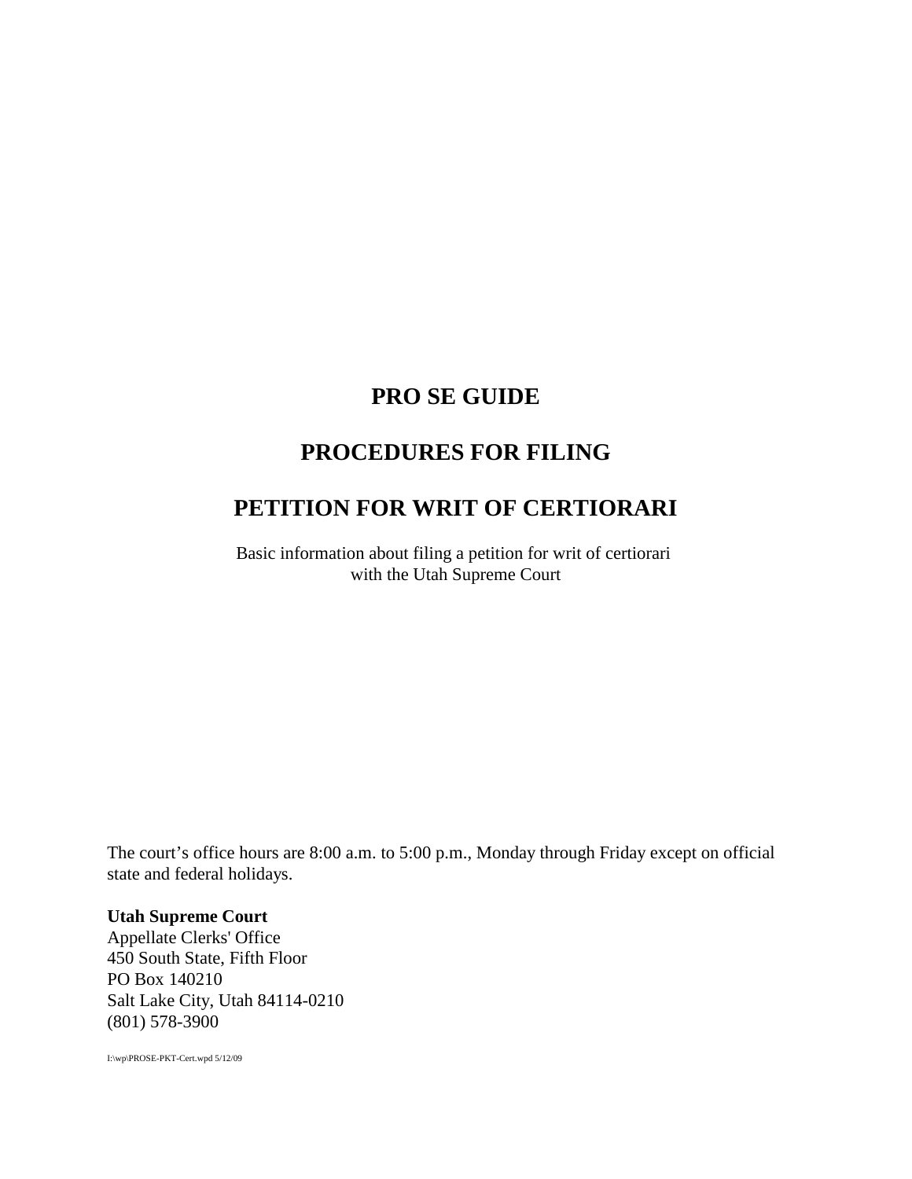# PRO SE GUIDE

# PROCEDURES FOR FILING

# PETITION FOR WRIT OF CERTIORARI

Basic information about filing a petition for writ of certiorari
with the Utah Supreme Court

The court's office hours are 8:00 a.m. to 5:00 p.m., Monday through Friday except on official state and federal holidays.

**Utah Supreme Court**
Appellate Clerks' Office
450 South State, Fifth Floor
PO Box 140210
Salt Lake City, Utah 84114-0210
(801) 578-3900

I:\wp\PROSE-PKT-Cert.wpd 5/12/09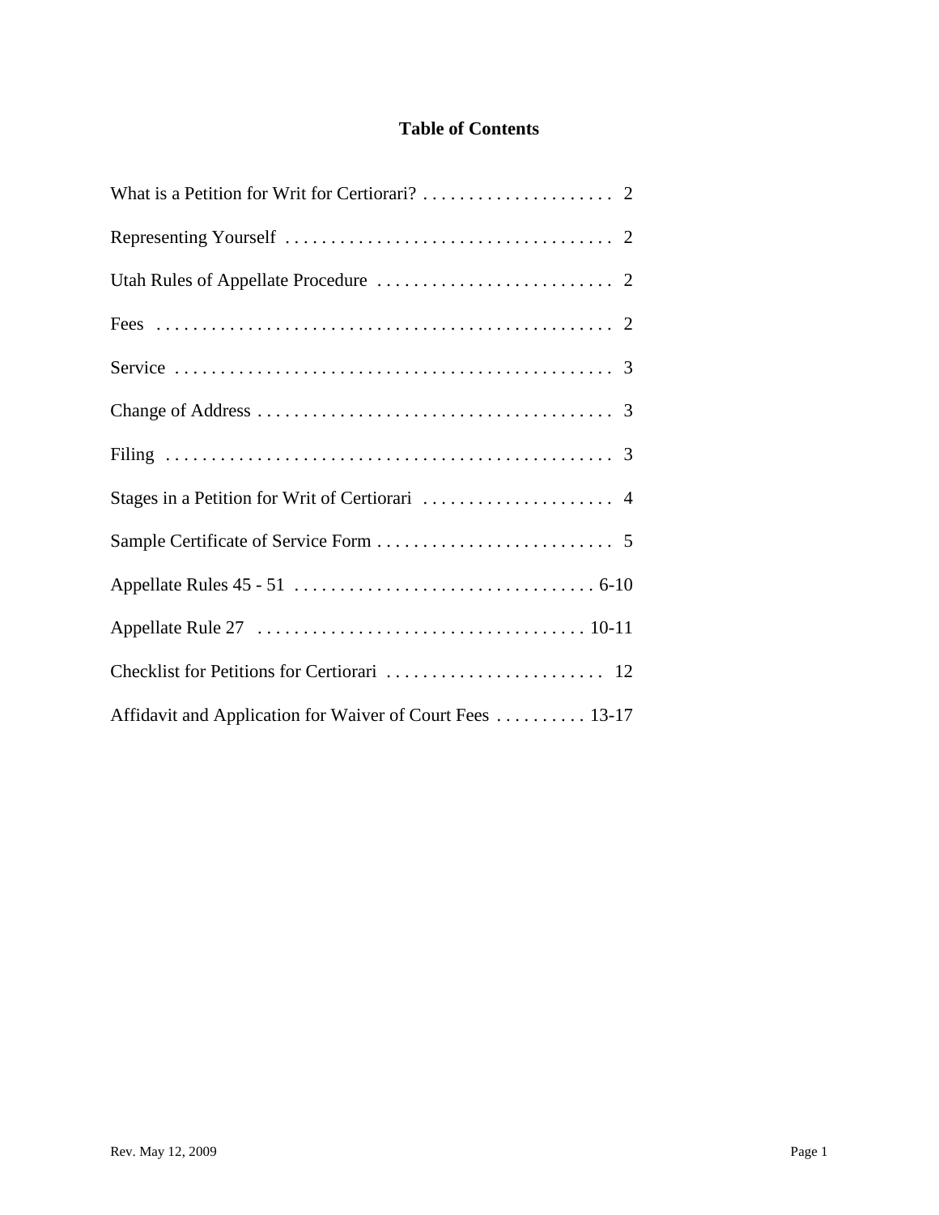## Table of Contents

| | |
|---|---|
| What is a Petition for Writ for Certiorari? | 2 |
| Representing Yourself | 2 |
| Utah Rules of Appellate Procedure | 2 |
| Fees | 2 |
| Service | 3 |
| Change of Address | 3 |
| Filing | 3 |
| Stages in a Petition for Writ of Certiorari | 4 |
| Sample Certificate of Service Form | 5 |
| Appellate Rules 45 - 51 | 6-10 |
| Appellate Rule 27 | 10-11 |
| Checklist for Petitions for Certiorari | 12 |
| Affidavit and Application for Waiver of Court Fees | 13-17 |

Rev. May 12, 2009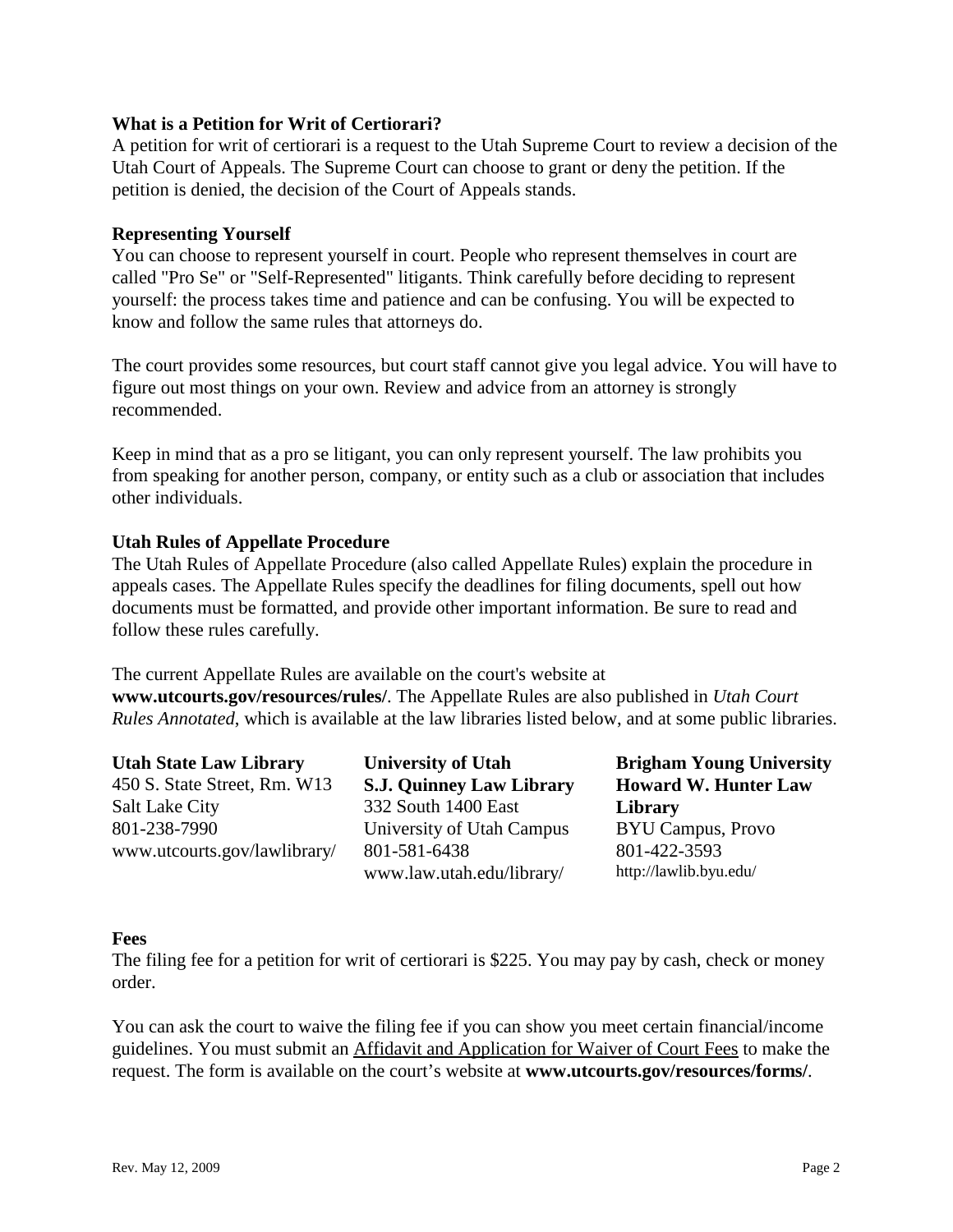### What is a Petition for Writ of Certiorari?

A petition for writ of certiorari is a request to the Utah Supreme Court to review a decision of the Utah Court of Appeals. The Supreme Court can choose to grant or deny the petition. If the petition is denied, the decision of the Court of Appeals stands.

### Representing Yourself

You can choose to represent yourself in court. People who represent themselves in court are called "Pro Se" or "Self-Represented" litigants. Think carefully before deciding to represent yourself: the process takes time and patience and can be confusing. You will be expected to know and follow the same rules that attorneys do.

The court provides some resources, but court staff cannot give you legal advice. You will have to figure out most things on your own. Review and advice from an attorney is strongly recommended.

Keep in mind that as a pro se litigant, you can only represent yourself. The law prohibits you from speaking for another person, company, or entity such as a club or association that includes other individuals.

### Utah Rules of Appellate Procedure

The Utah Rules of Appellate Procedure (also called Appellate Rules) explain the procedure in appeals cases. The Appellate Rules specify the deadlines for filing documents, spell out how documents must be formatted, and provide other important information. Be sure to read and follow these rules carefully.

The current Appellate Rules are available on the court's website at **www.utcourts.gov/resources/rules/**. The Appellate Rules are also published in *Utah Court Rules Annotated*, which is available at the law libraries listed below, and at some public libraries.

**Utah State Law Library**
450 S. State Street, Rm. W13
Salt Lake City
801-238-7990
www.utcourts.gov/lawlibrary/

**University of Utah S.J. Quinney Law Library**
332 South 1400 East
University of Utah Campus
801-581-6438
www.law.utah.edu/library/

**Brigham Young University Howard W. Hunter Law Library**
BYU Campus, Provo
801-422-3593
http://lawlib.byu.edu/

### Fees

The filing fee for a petition for writ of certiorari is $225. You may pay by cash, check or money order.

You can ask the court to waive the filing fee if you can show you meet certain financial/income guidelines. You must submit an Affidavit and Application for Waiver of Court Fees to make the request. The form is available on the court's website at **www.utcourts.gov/resources/forms/**.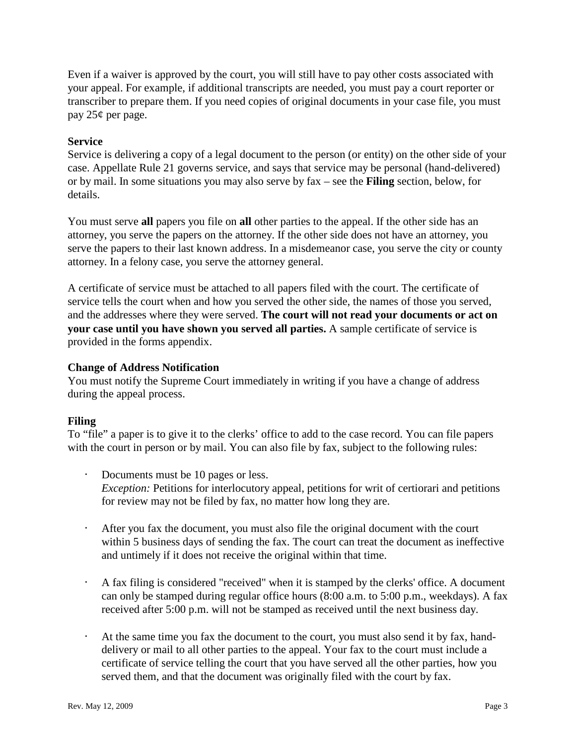Even if a waiver is approved by the court, you will still have to pay other costs associated with your appeal. For example, if additional transcripts are needed, you must pay a court reporter or transcriber to prepare them. If you need copies of original documents in your case file, you must pay 25¢ per page.

**Service**

Service is delivering a copy of a legal document to the person (or entity) on the other side of your case. Appellate Rule 21 governs service, and says that service may be personal (hand-delivered) or by mail. In some situations you may also serve by fax – see the **Filing** section, below, for details.

You must serve **all** papers you file on **all** other parties to the appeal. If the other side has an attorney, you serve the papers on the attorney. If the other side does not have an attorney, you serve the papers to their last known address. In a misdemeanor case, you serve the city or county attorney. In a felony case, you serve the attorney general.

A certificate of service must be attached to all papers filed with the court. The certificate of service tells the court when and how you served the other side, the names of those you served, and the addresses where they were served. **The court will not read your documents or act on your case until you have shown you served all parties.** A sample certificate of service is provided in the forms appendix.

**Change of Address Notification**

You must notify the Supreme Court immediately in writing if you have a change of address during the appeal process.

**Filing**

To "file" a paper is to give it to the clerks' office to add to the case record. You can file papers with the court in person or by mail. You can also file by fax, subject to the following rules:

- Documents must be 10 pages or less.
  *Exception:* Petitions for interlocutory appeal, petitions for writ of certiorari and petitions for review may not be filed by fax, no matter how long they are.

- After you fax the document, you must also file the original document with the court within 5 business days of sending the fax. The court can treat the document as ineffective and untimely if it does not receive the original within that time.

- A fax filing is considered "received" when it is stamped by the clerks' office. A document can only be stamped during regular office hours (8:00 a.m. to 5:00 p.m., weekdays). A fax received after 5:00 p.m. will not be stamped as received until the next business day.

- At the same time you fax the document to the court, you must also send it by fax, hand-delivery or mail to all other parties to the appeal. Your fax to the court must include a certificate of service telling the court that you have served all the other parties, how you served them, and that the document was originally filed with the court by fax.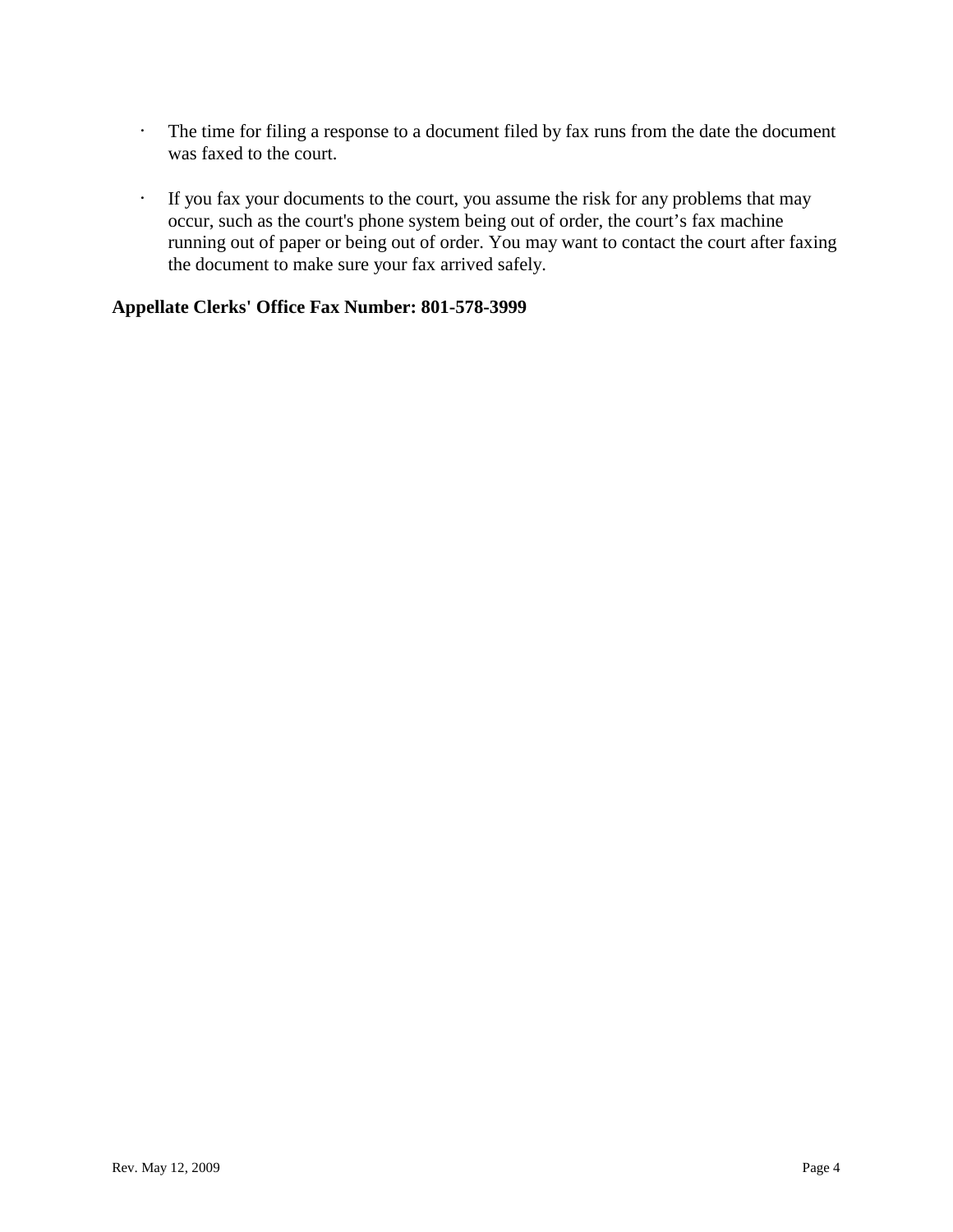- The time for filing a response to a document filed by fax runs from the date the document was faxed to the court.

- If you fax your documents to the court, you assume the risk for any problems that may occur, such as the court's phone system being out of order, the court's fax machine running out of paper or being out of order. You may want to contact the court after faxing the document to make sure your fax arrived safely.

**Appellate Clerks' Office Fax Number: 801-578-3999**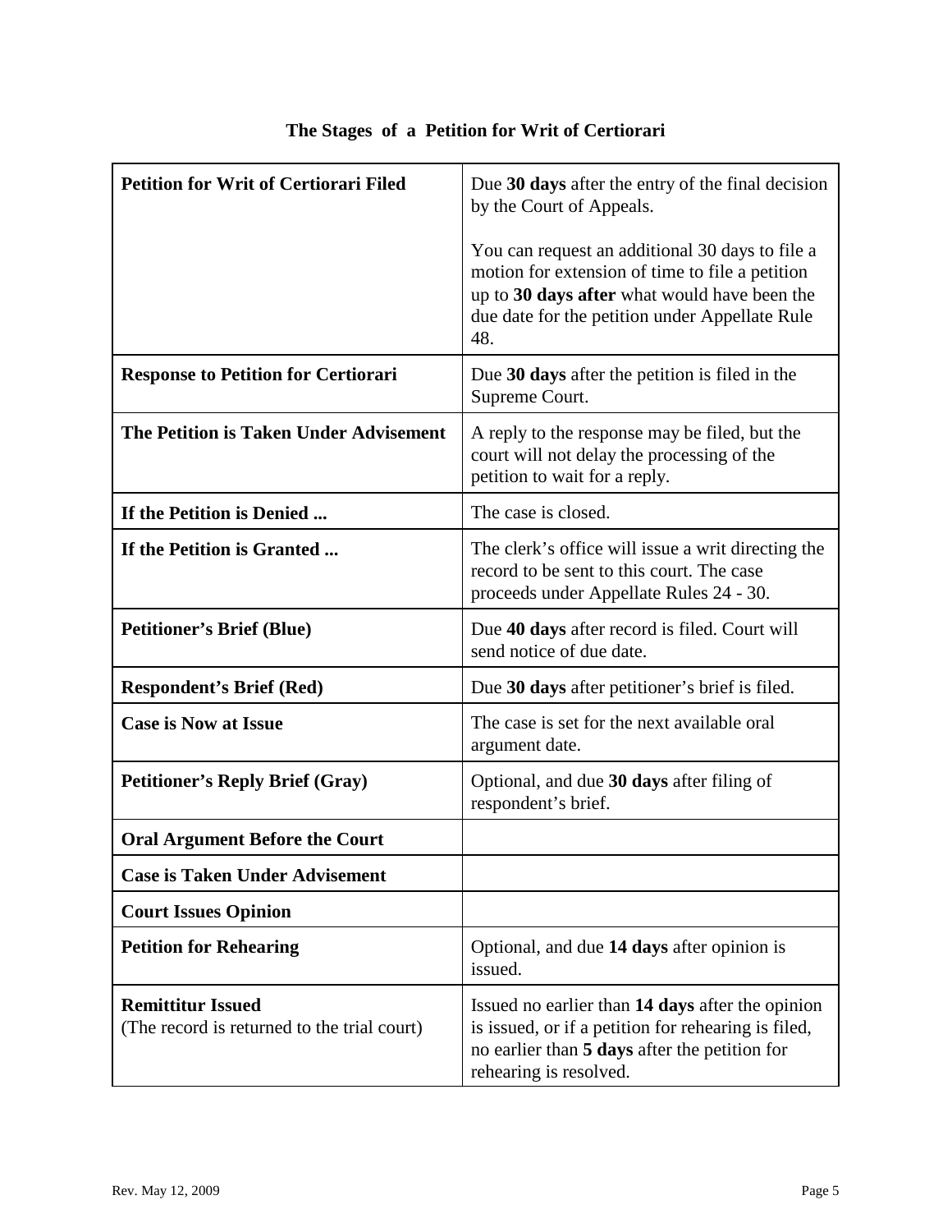## The Stages of a Petition for Writ of Certiorari

| | |
|---|---|
| **Petition for Writ of Certiorari Filed** | Due **30 days** after the entry of the final decision by the Court of Appeals.<br><br>You can request an additional 30 days to file a motion for extension of time to file a petition up to **30 days after** what would have been the due date for the petition under Appellate Rule 48. |
| **Response to Petition for Certiorari** | Due **30 days** after the petition is filed in the Supreme Court. |
| **The Petition is Taken Under Advisement** | A reply to the response may be filed, but the court will not delay the processing of the petition to wait for a reply. |
| **If the Petition is Denied ...** | The case is closed. |
| **If the Petition is Granted ...** | The clerk's office will issue a writ directing the record to be sent to this court. The case proceeds under Appellate Rules 24 - 30. |
| **Petitioner's Brief (Blue)** | Due **40 days** after record is filed. Court will send notice of due date. |
| **Respondent's Brief (Red)** | Due **30 days** after petitioner's brief is filed. |
| **Case is Now at Issue** | The case is set for the next available oral argument date. |
| **Petitioner's Reply Brief (Gray)** | Optional, and due **30 days** after filing of respondent's brief. |
| **Oral Argument Before the Court** | |
| **Case is Taken Under Advisement** | |
| **Court Issues Opinion** | |
| **Petition for Rehearing** | Optional, and due **14 days** after opinion is issued. |
| **Remittitur Issued**<br>(The record is returned to the trial court) | Issued no earlier than **14 days** after the opinion is issued, or if a petition for rehearing is filed, no earlier than **5 days** after the petition for rehearing is resolved. |

Rev. May 12, 2009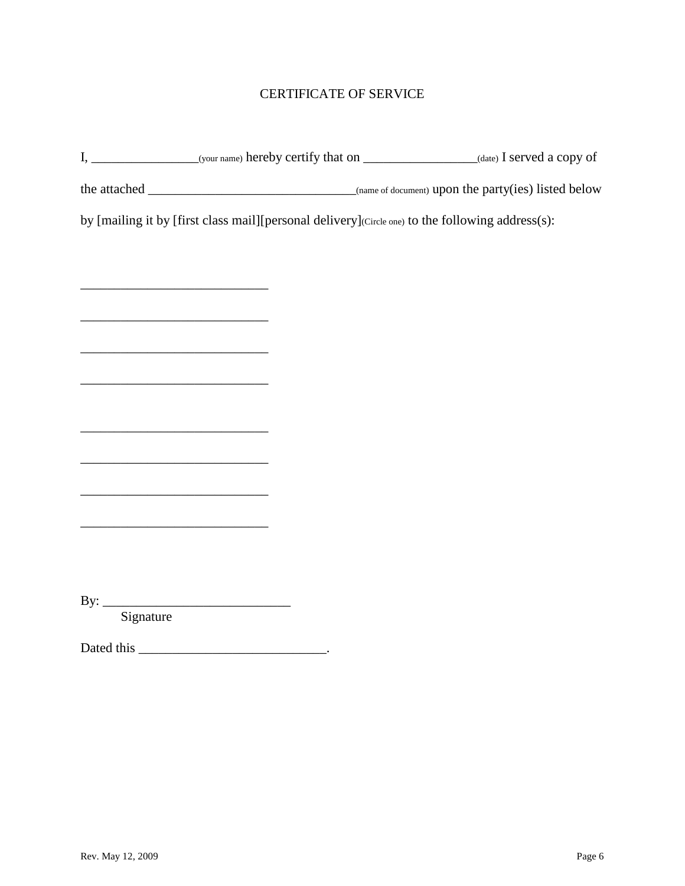# CERTIFICATE OF SERVICE

I, ________________(your name) hereby certify that on _________________(date) I served a copy of the attached _______________________________(name of document) upon the party(ies) listed below by [mailing it by [first class mail][personal delivery](Circle one) to the following address(s):

____________________________

____________________________

____________________________

____________________________

____________________________

____________________________

____________________________

____________________________

By: ____________________________
Signature

Dated this ____________________________.

Rev. May 12, 2009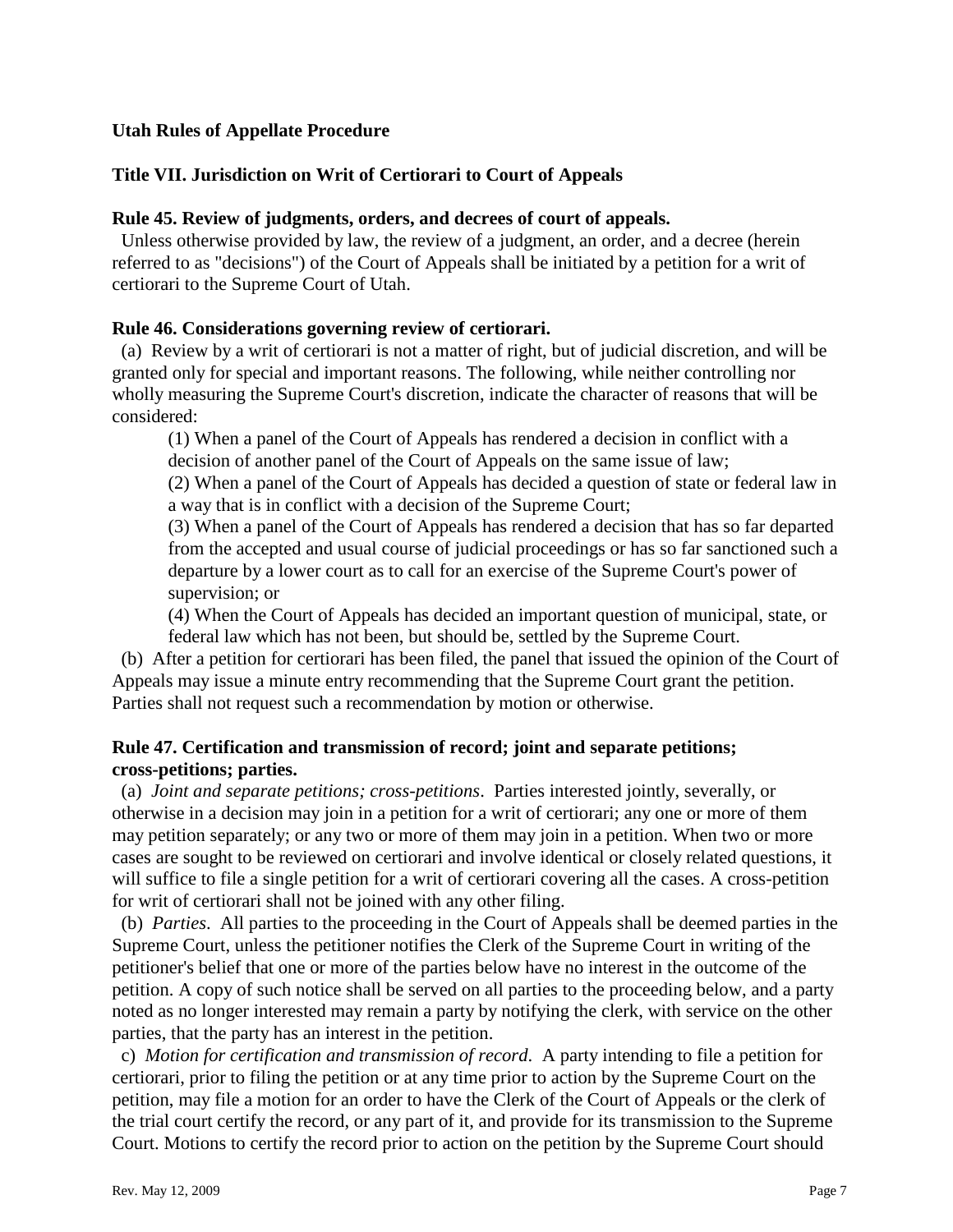**Utah Rules of Appellate Procedure**

**Title VII. Jurisdiction on Writ of Certiorari to Court of Appeals**

**Rule 45. Review of judgments, orders, and decrees of court of appeals.**

Unless otherwise provided by law, the review of a judgment, an order, and a decree (herein referred to as "decisions") of the Court of Appeals shall be initiated by a petition for a writ of certiorari to the Supreme Court of Utah.

**Rule 46. Considerations governing review of certiorari.**

(a) Review by a writ of certiorari is not a matter of right, but of judicial discretion, and will be granted only for special and important reasons. The following, while neither controlling nor wholly measuring the Supreme Court's discretion, indicate the character of reasons that will be considered:

> (1) When a panel of the Court of Appeals has rendered a decision in conflict with a decision of another panel of the Court of Appeals on the same issue of law;
>
> (2) When a panel of the Court of Appeals has decided a question of state or federal law in a way that is in conflict with a decision of the Supreme Court;
>
> (3) When a panel of the Court of Appeals has rendered a decision that has so far departed from the accepted and usual course of judicial proceedings or has so far sanctioned such a departure by a lower court as to call for an exercise of the Supreme Court's power of supervision; or
>
> (4) When the Court of Appeals has decided an important question of municipal, state, or federal law which has not been, but should be, settled by the Supreme Court.

(b) After a petition for certiorari has been filed, the panel that issued the opinion of the Court of Appeals may issue a minute entry recommending that the Supreme Court grant the petition. Parties shall not request such a recommendation by motion or otherwise.

**Rule 47. Certification and transmission of record; joint and separate petitions; cross-petitions; parties.**

(a) *Joint and separate petitions; cross-petitions*. Parties interested jointly, severally, or otherwise in a decision may join in a petition for a writ of certiorari; any one or more of them may petition separately; or any two or more of them may join in a petition. When two or more cases are sought to be reviewed on certiorari and involve identical or closely related questions, it will suffice to file a single petition for a writ of certiorari covering all the cases. A cross-petition for writ of certiorari shall not be joined with any other filing.

(b) *Parties*. All parties to the proceeding in the Court of Appeals shall be deemed parties in the Supreme Court, unless the petitioner notifies the Clerk of the Supreme Court in writing of the petitioner's belief that one or more of the parties below have no interest in the outcome of the petition. A copy of such notice shall be served on all parties to the proceeding below, and a party noted as no longer interested may remain a party by notifying the clerk, with service on the other parties, that the party has an interest in the petition.

c) *Motion for certification and transmission of record*. A party intending to file a petition for certiorari, prior to filing the petition or at any time prior to action by the Supreme Court on the petition, may file a motion for an order to have the Clerk of the Court of Appeals or the clerk of the trial court certify the record, or any part of it, and provide for its transmission to the Supreme Court. Motions to certify the record prior to action on the petition by the Supreme Court should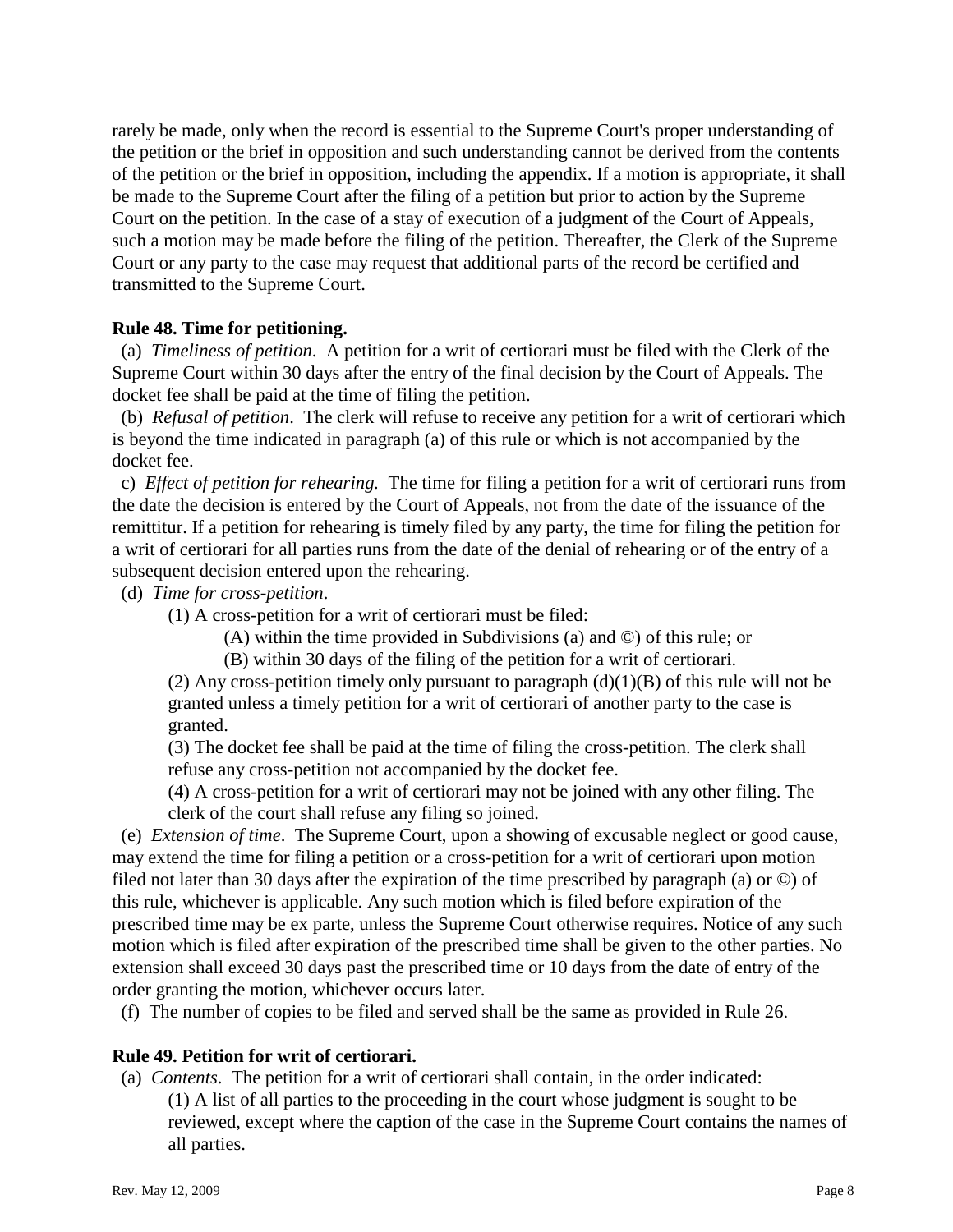rarely be made, only when the record is essential to the Supreme Court's proper understanding of the petition or the brief in opposition and such understanding cannot be derived from the contents of the petition or the brief in opposition, including the appendix. If a motion is appropriate, it shall be made to the Supreme Court after the filing of a petition but prior to action by the Supreme Court on the petition. In the case of a stay of execution of a judgment of the Court of Appeals, such a motion may be made before the filing of the petition. Thereafter, the Clerk of the Supreme Court or any party to the case may request that additional parts of the record be certified and transmitted to the Supreme Court.

**Rule 48. Time for petitioning.**

(a) *Timeliness of petition*. A petition for a writ of certiorari must be filed with the Clerk of the Supreme Court within 30 days after the entry of the final decision by the Court of Appeals. The docket fee shall be paid at the time of filing the petition.

(b) *Refusal of petition*. The clerk will refuse to receive any petition for a writ of certiorari which is beyond the time indicated in paragraph (a) of this rule or which is not accompanied by the docket fee.

c) *Effect of petition for rehearing.* The time for filing a petition for a writ of certiorari runs from the date the decision is entered by the Court of Appeals, not from the date of the issuance of the remittitur. If a petition for rehearing is timely filed by any party, the time for filing the petition for a writ of certiorari for all parties runs from the date of the denial of rehearing or of the entry of a subsequent decision entered upon the rehearing.

(d) *Time for cross-petition*.

(1) A cross-petition for a writ of certiorari must be filed:

(A) within the time provided in Subdivisions (a) and © of this rule; or

(B) within 30 days of the filing of the petition for a writ of certiorari.

(2) Any cross-petition timely only pursuant to paragraph (d)(1)(B) of this rule will not be granted unless a timely petition for a writ of certiorari of another party to the case is granted.

(3) The docket fee shall be paid at the time of filing the cross-petition. The clerk shall refuse any cross-petition not accompanied by the docket fee.

(4) A cross-petition for a writ of certiorari may not be joined with any other filing. The clerk of the court shall refuse any filing so joined.

(e) *Extension of time*. The Supreme Court, upon a showing of excusable neglect or good cause, may extend the time for filing a petition or a cross-petition for a writ of certiorari upon motion filed not later than 30 days after the expiration of the time prescribed by paragraph (a) or © of this rule, whichever is applicable. Any such motion which is filed before expiration of the prescribed time may be ex parte, unless the Supreme Court otherwise requires. Notice of any such motion which is filed after expiration of the prescribed time shall be given to the other parties. No extension shall exceed 30 days past the prescribed time or 10 days from the date of entry of the order granting the motion, whichever occurs later.

(f) The number of copies to be filed and served shall be the same as provided in Rule 26.

**Rule 49. Petition for writ of certiorari.**

(a) *Contents*. The petition for a writ of certiorari shall contain, in the order indicated:

(1) A list of all parties to the proceeding in the court whose judgment is sought to be reviewed, except where the caption of the case in the Supreme Court contains the names of all parties.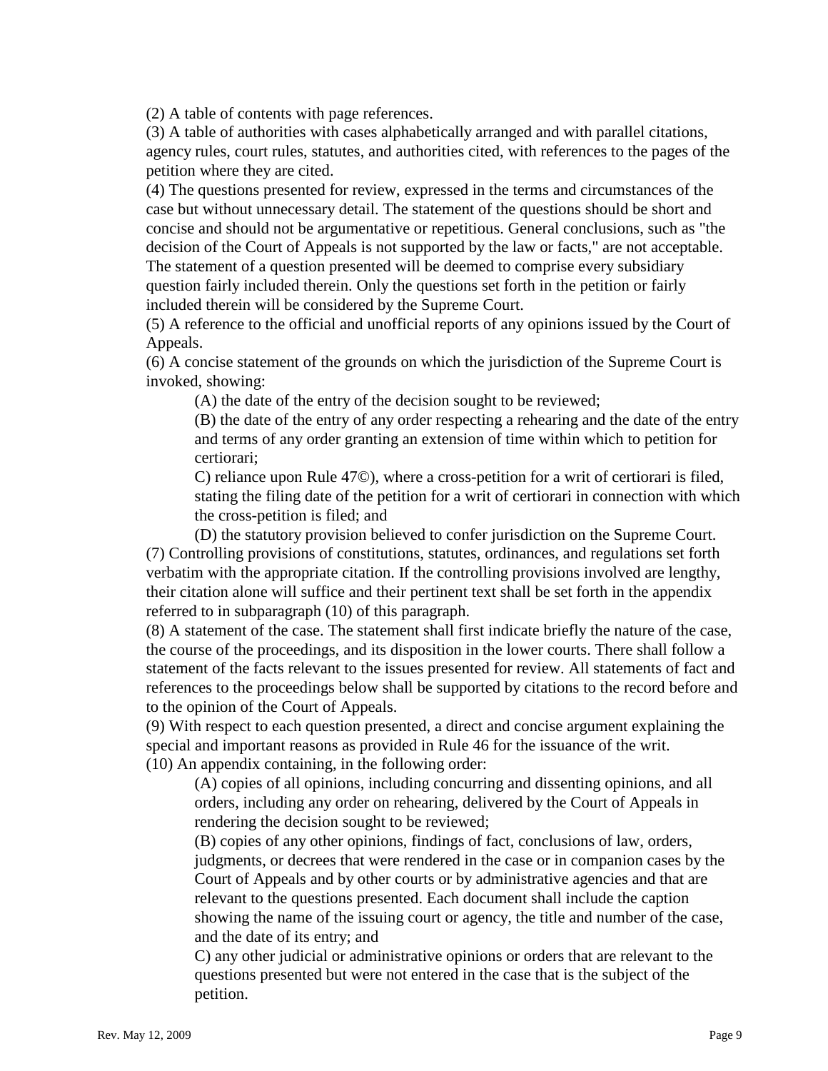(2) A table of contents with page references.

(3) A table of authorities with cases alphabetically arranged and with parallel citations, agency rules, court rules, statutes, and authorities cited, with references to the pages of the petition where they are cited.

(4) The questions presented for review, expressed in the terms and circumstances of the case but without unnecessary detail. The statement of the questions should be short and concise and should not be argumentative or repetitious. General conclusions, such as "the decision of the Court of Appeals is not supported by the law or facts," are not acceptable. The statement of a question presented will be deemed to comprise every subsidiary question fairly included therein. Only the questions set forth in the petition or fairly included therein will be considered by the Supreme Court.

(5) A reference to the official and unofficial reports of any opinions issued by the Court of Appeals.

(6) A concise statement of the grounds on which the jurisdiction of the Supreme Court is invoked, showing:

> (A) the date of the entry of the decision sought to be reviewed;
>
> (B) the date of the entry of any order respecting a rehearing and the date of the entry and terms of any order granting an extension of time within which to petition for certiorari;
>
> C) reliance upon Rule 47©), where a cross-petition for a writ of certiorari is filed, stating the filing date of the petition for a writ of certiorari in connection with which the cross-petition is filed; and
>
> (D) the statutory provision believed to confer jurisdiction on the Supreme Court.

(7) Controlling provisions of constitutions, statutes, ordinances, and regulations set forth verbatim with the appropriate citation. If the controlling provisions involved are lengthy, their citation alone will suffice and their pertinent text shall be set forth in the appendix referred to in subparagraph (10) of this paragraph.

(8) A statement of the case. The statement shall first indicate briefly the nature of the case, the course of the proceedings, and its disposition in the lower courts. There shall follow a statement of the facts relevant to the issues presented for review. All statements of fact and references to the proceedings below shall be supported by citations to the record before and to the opinion of the Court of Appeals.

(9) With respect to each question presented, a direct and concise argument explaining the special and important reasons as provided in Rule 46 for the issuance of the writ.

(10) An appendix containing, in the following order:

> (A) copies of all opinions, including concurring and dissenting opinions, and all orders, including any order on rehearing, delivered by the Court of Appeals in rendering the decision sought to be reviewed;
>
> (B) copies of any other opinions, findings of fact, conclusions of law, orders, judgments, or decrees that were rendered in the case or in companion cases by the Court of Appeals and by other courts or by administrative agencies and that are relevant to the questions presented. Each document shall include the caption showing the name of the issuing court or agency, the title and number of the case, and the date of its entry; and
>
> C) any other judicial or administrative opinions or orders that are relevant to the questions presented but were not entered in the case that is the subject of the petition.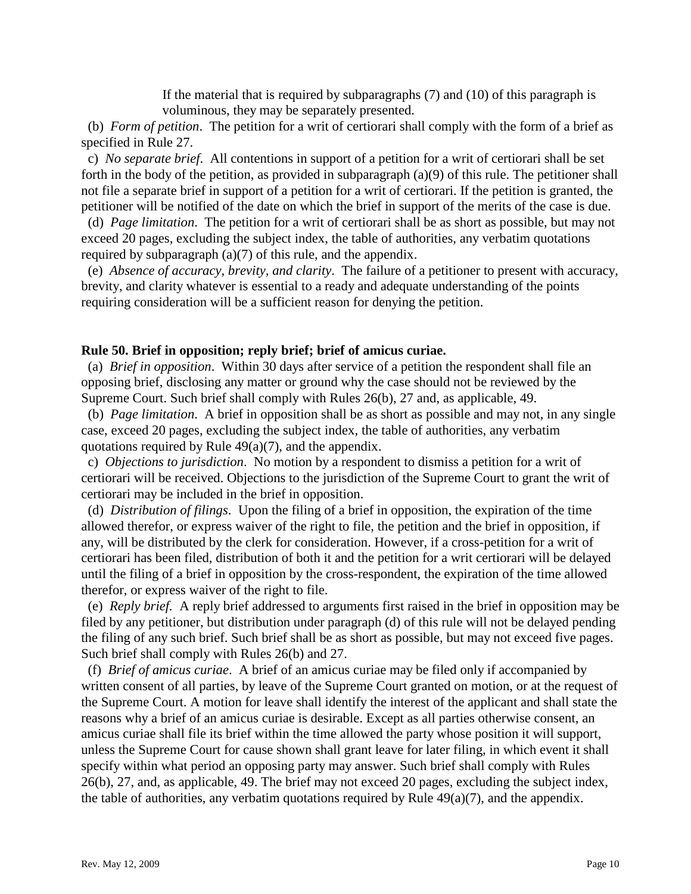If the material that is required by subparagraphs (7) and (10) of this paragraph is voluminous, they may be separately presented.

(b) *Form of petition*. The petition for a writ of certiorari shall comply with the form of a brief as specified in Rule 27.

c) *No separate brief*. All contentions in support of a petition for a writ of certiorari shall be set forth in the body of the petition, as provided in subparagraph (a)(9) of this rule. The petitioner shall not file a separate brief in support of a petition for a writ of certiorari. If the petition is granted, the petitioner will be notified of the date on which the brief in support of the merits of the case is due.

(d) *Page limitation*. The petition for a writ of certiorari shall be as short as possible, but may not exceed 20 pages, excluding the subject index, the table of authorities, any verbatim quotations required by subparagraph (a)(7) of this rule, and the appendix.

(e) *Absence of accuracy, brevity, and clarity*. The failure of a petitioner to present with accuracy, brevity, and clarity whatever is essential to a ready and adequate understanding of the points requiring consideration will be a sufficient reason for denying the petition.

**Rule 50. Brief in opposition; reply brief; brief of amicus curiae.**

(a) *Brief in opposition*. Within 30 days after service of a petition the respondent shall file an opposing brief, disclosing any matter or ground why the case should not be reviewed by the Supreme Court. Such brief shall comply with Rules 26(b), 27 and, as applicable, 49.

(b) *Page limitation*. A brief in opposition shall be as short as possible and may not, in any single case, exceed 20 pages, excluding the subject index, the table of authorities, any verbatim quotations required by Rule 49(a)(7), and the appendix.

c) *Objections to jurisdiction*. No motion by a respondent to dismiss a petition for a writ of certiorari will be received. Objections to the jurisdiction of the Supreme Court to grant the writ of certiorari may be included in the brief in opposition.

(d) *Distribution of filings*. Upon the filing of a brief in opposition, the expiration of the time allowed therefor, or express waiver of the right to file, the petition and the brief in opposition, if any, will be distributed by the clerk for consideration. However, if a cross-petition for a writ of certiorari has been filed, distribution of both it and the petition for a writ certiorari will be delayed until the filing of a brief in opposition by the cross-respondent, the expiration of the time allowed therefor, or express waiver of the right to file.

(e) *Reply brief*. A reply brief addressed to arguments first raised in the brief in opposition may be filed by any petitioner, but distribution under paragraph (d) of this rule will not be delayed pending the filing of any such brief. Such brief shall be as short as possible, but may not exceed five pages. Such brief shall comply with Rules 26(b) and 27.

(f) *Brief of amicus curiae*. A brief of an amicus curiae may be filed only if accompanied by written consent of all parties, by leave of the Supreme Court granted on motion, or at the request of the Supreme Court. A motion for leave shall identify the interest of the applicant and shall state the reasons why a brief of an amicus curiae is desirable. Except as all parties otherwise consent, an amicus curiae shall file its brief within the time allowed the party whose position it will support, unless the Supreme Court for cause shown shall grant leave for later filing, in which event it shall specify within what period an opposing party may answer. Such brief shall comply with Rules 26(b), 27, and, as applicable, 49. The brief may not exceed 20 pages, excluding the subject index, the table of authorities, any verbatim quotations required by Rule 49(a)(7), and the appendix.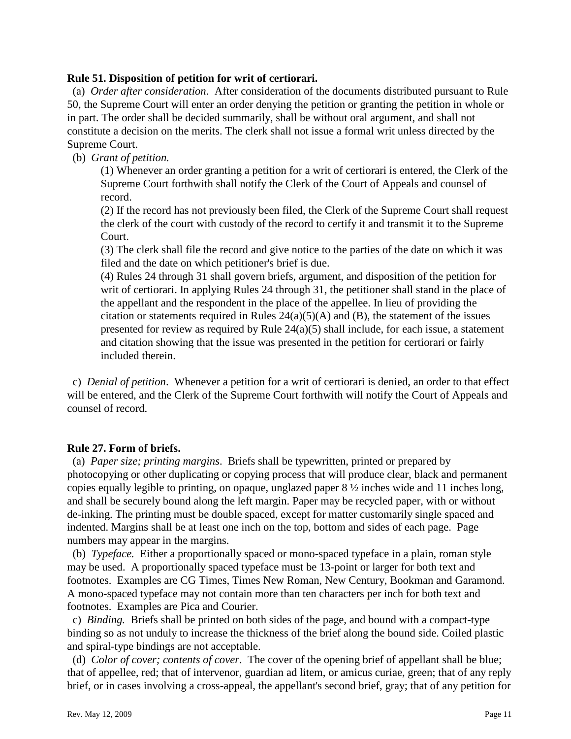**Rule 51. Disposition of petition for writ of certiorari.**

(a) *Order after consideration*. After consideration of the documents distributed pursuant to Rule 50, the Supreme Court will enter an order denying the petition or granting the petition in whole or in part. The order shall be decided summarily, shall be without oral argument, and shall not constitute a decision on the merits. The clerk shall not issue a formal writ unless directed by the Supreme Court.

(b) *Grant of petition.*

(1) Whenever an order granting a petition for a writ of certiorari is entered, the Clerk of the Supreme Court forthwith shall notify the Clerk of the Court of Appeals and counsel of record.

(2) If the record has not previously been filed, the Clerk of the Supreme Court shall request the clerk of the court with custody of the record to certify it and transmit it to the Supreme Court.

(3) The clerk shall file the record and give notice to the parties of the date on which it was filed and the date on which petitioner's brief is due.

(4) Rules 24 through 31 shall govern briefs, argument, and disposition of the petition for writ of certiorari. In applying Rules 24 through 31, the petitioner shall stand in the place of the appellant and the respondent in the place of the appellee. In lieu of providing the citation or statements required in Rules 24(a)(5)(A) and (B), the statement of the issues presented for review as required by Rule 24(a)(5) shall include, for each issue, a statement and citation showing that the issue was presented in the petition for certiorari or fairly included therein.

c) *Denial of petition*. Whenever a petition for a writ of certiorari is denied, an order to that effect will be entered, and the Clerk of the Supreme Court forthwith will notify the Court of Appeals and counsel of record.

**Rule 27. Form of briefs.**

(a) *Paper size; printing margins*. Briefs shall be typewritten, printed or prepared by photocopying or other duplicating or copying process that will produce clear, black and permanent copies equally legible to printing, on opaque, unglazed paper 8 ½ inches wide and 11 inches long, and shall be securely bound along the left margin. Paper may be recycled paper, with or without de-inking. The printing must be double spaced, except for matter customarily single spaced and indented. Margins shall be at least one inch on the top, bottom and sides of each page. Page numbers may appear in the margins.

(b) *Typeface.* Either a proportionally spaced or mono-spaced typeface in a plain, roman style may be used. A proportionally spaced typeface must be 13-point or larger for both text and footnotes. Examples are CG Times, Times New Roman, New Century, Bookman and Garamond. A mono-spaced typeface may not contain more than ten characters per inch for both text and footnotes. Examples are Pica and Courier.

c) *Binding.* Briefs shall be printed on both sides of the page, and bound with a compact-type binding so as not unduly to increase the thickness of the brief along the bound side. Coiled plastic and spiral-type bindings are not acceptable.

(d) *Color of cover; contents of cover.* The cover of the opening brief of appellant shall be blue; that of appellee, red; that of intervenor, guardian ad litem, or amicus curiae, green; that of any reply brief, or in cases involving a cross-appeal, the appellant's second brief, gray; that of any petition for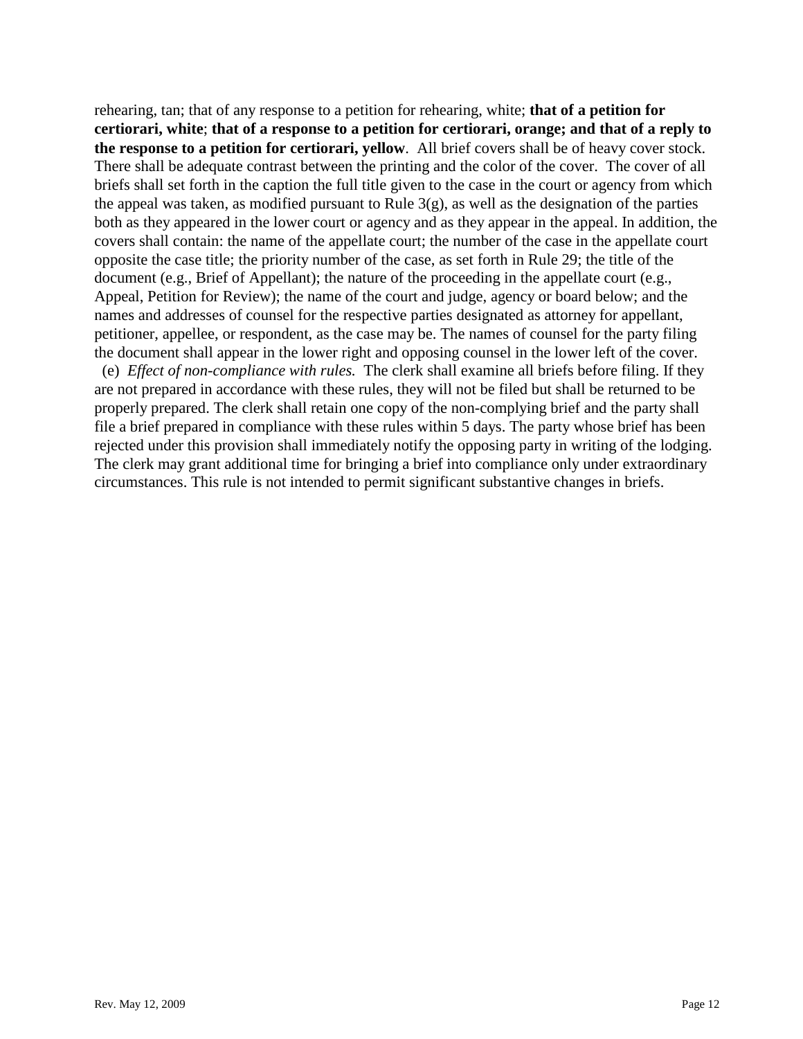rehearing, tan; that of any response to a petition for rehearing, white; **that of a petition for certiorari, white**; **that of a response to a petition for certiorari, orange; and that of a reply to the response to a petition for certiorari, yellow**. All brief covers shall be of heavy cover stock. There shall be adequate contrast between the printing and the color of the cover. The cover of all briefs shall set forth in the caption the full title given to the case in the court or agency from which the appeal was taken, as modified pursuant to Rule 3(g), as well as the designation of the parties both as they appeared in the lower court or agency and as they appear in the appeal. In addition, the covers shall contain: the name of the appellate court; the number of the case in the appellate court opposite the case title; the priority number of the case, as set forth in Rule 29; the title of the document (e.g., Brief of Appellant); the nature of the proceeding in the appellate court (e.g., Appeal, Petition for Review); the name of the court and judge, agency or board below; and the names and addresses of counsel for the respective parties designated as attorney for appellant, petitioner, appellee, or respondent, as the case may be. The names of counsel for the party filing the document shall appear in the lower right and opposing counsel in the lower left of the cover.

(e) *Effect of non-compliance with rules.* The clerk shall examine all briefs before filing. If they are not prepared in accordance with these rules, they will not be filed but shall be returned to be properly prepared. The clerk shall retain one copy of the non-complying brief and the party shall file a brief prepared in compliance with these rules within 5 days. The party whose brief has been rejected under this provision shall immediately notify the opposing party in writing of the lodging. The clerk may grant additional time for bringing a brief into compliance only under extraordinary circumstances. This rule is not intended to permit significant substantive changes in briefs.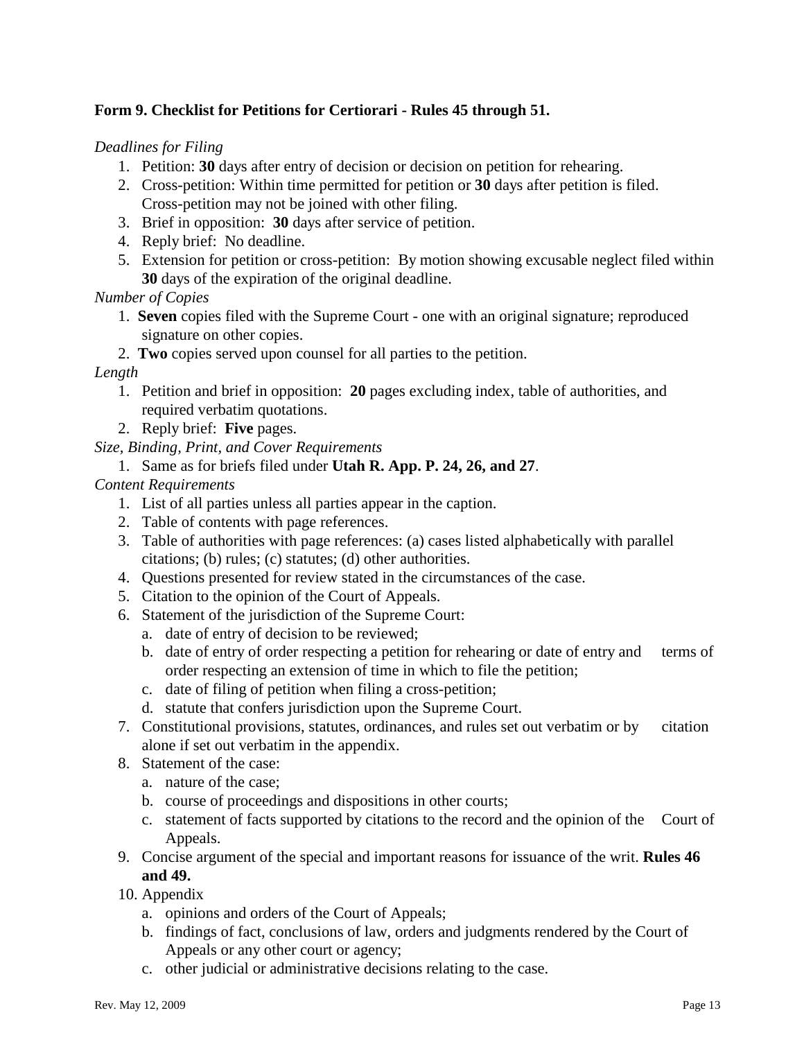**Form 9. Checklist for Petitions for Certiorari - Rules 45 through 51.**

*Deadlines for Filing*

1. Petition: **30** days after entry of decision or decision on petition for rehearing.
2. Cross-petition: Within time permitted for petition or **30** days after petition is filed. Cross-petition may not be joined with other filing.
3. Brief in opposition: **30** days after service of petition.
4. Reply brief: No deadline.
5. Extension for petition or cross-petition: By motion showing excusable neglect filed within **30** days of the expiration of the original deadline.

*Number of Copies*

1. **Seven** copies filed with the Supreme Court - one with an original signature; reproduced signature on other copies.
2. **Two** copies served upon counsel for all parties to the petition.

*Length*

1. Petition and brief in opposition: **20** pages excluding index, table of authorities, and required verbatim quotations.
2. Reply brief: **Five** pages.

*Size, Binding, Print, and Cover Requirements*

1. Same as for briefs filed under **Utah R. App. P. 24, 26, and 27**.

*Content Requirements*

1. List of all parties unless all parties appear in the caption.
2. Table of contents with page references.
3. Table of authorities with page references: (a) cases listed alphabetically with parallel citations; (b) rules; (c) statutes; (d) other authorities.
4. Questions presented for review stated in the circumstances of the case.
5. Citation to the opinion of the Court of Appeals.
6. Statement of the jurisdiction of the Supreme Court:
   a. date of entry of decision to be reviewed;
   b. date of entry of order respecting a petition for rehearing or date of entry and terms of order respecting an extension of time in which to file the petition;
   c. date of filing of petition when filing a cross-petition;
   d. statute that confers jurisdiction upon the Supreme Court.
7. Constitutional provisions, statutes, ordinances, and rules set out verbatim or by citation alone if set out verbatim in the appendix.
8. Statement of the case:
   a. nature of the case;
   b. course of proceedings and dispositions in other courts;
   c. statement of facts supported by citations to the record and the opinion of the Court of Appeals.
9. Concise argument of the special and important reasons for issuance of the writ. **Rules 46 and 49.**
10. Appendix
    a. opinions and orders of the Court of Appeals;
    b. findings of fact, conclusions of law, orders and judgments rendered by the Court of Appeals or any other court or agency;
    c. other judicial or administrative decisions relating to the case.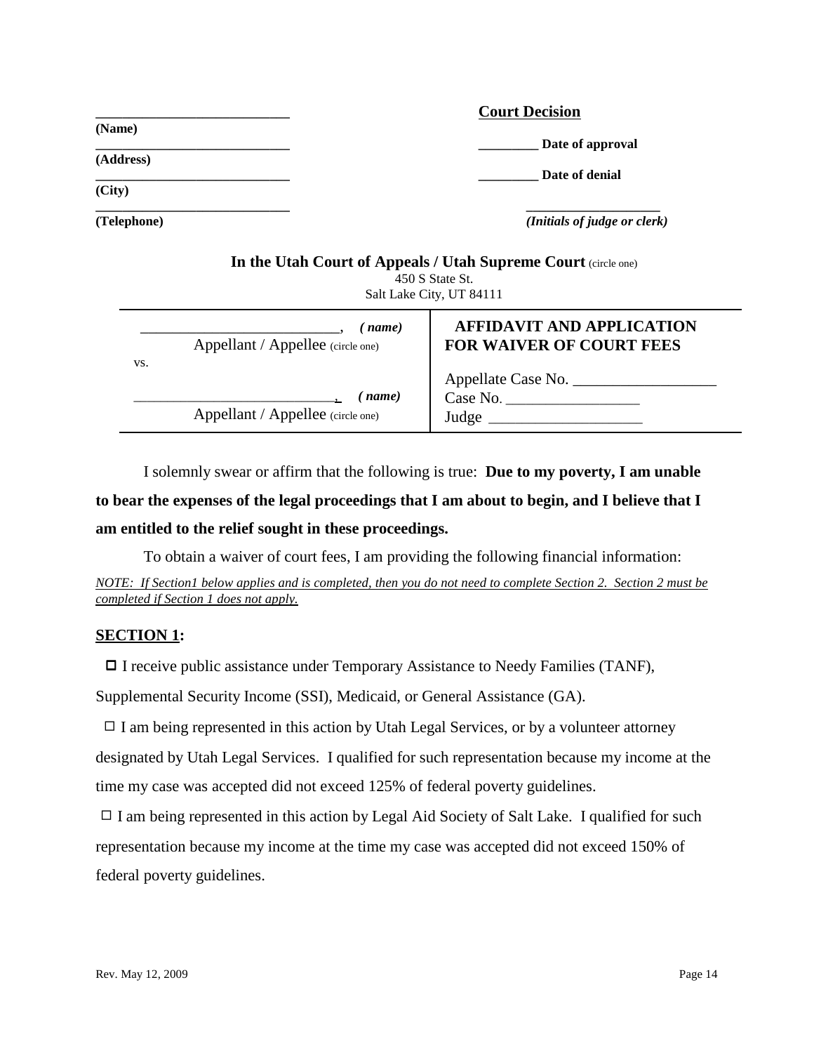| | |
|---|---|
| ___________________________ | **Court Decision** |
| **(Name)** | |
| ___________________________ | _________ **Date of approval** |
| **(Address)** | |
| ___________________________ | _________ **Date of denial** |
| **(City)** | |
| ___________________________ | ___________________ |
| **(Telephone)** | ***(Initials of judge or clerk)*** |

**In the Utah Court of Appeals / Utah Supreme Court** (circle one)
450 S State St.
Salt Lake City, UT 84111

| | |
|---|---|
| __________________________, *(name)* Appellant / Appellee (circle one) vs. __________________________, *(name)* Appellant / Appellee (circle one) | **AFFIDAVIT AND APPLICATION FOR WAIVER OF COURT FEES** Appellate Case No. __________________ Case No. _________________ Judge ___________________ |

I solemnly swear or affirm that the following is true: **Due to my poverty, I am unable to bear the expenses of the legal proceedings that I am about to begin, and I believe that I am entitled to the relief sought in these proceedings.**

To obtain a waiver of court fees, I am providing the following financial information:

*NOTE: If Section1 below applies and is completed, then you do not need to complete Section 2. Section 2 must be completed if Section 1 does not apply.*

## SECTION 1:

☐ I receive public assistance under Temporary Assistance to Needy Families (TANF), Supplemental Security Income (SSI), Medicaid, or General Assistance (GA).

☐ I am being represented in this action by Utah Legal Services, or by a volunteer attorney designated by Utah Legal Services. I qualified for such representation because my income at the time my case was accepted did not exceed 125% of federal poverty guidelines.

☐ I am being represented in this action by Legal Aid Society of Salt Lake. I qualified for such representation because my income at the time my case was accepted did not exceed 150% of federal poverty guidelines.

Rev. May 12, 2009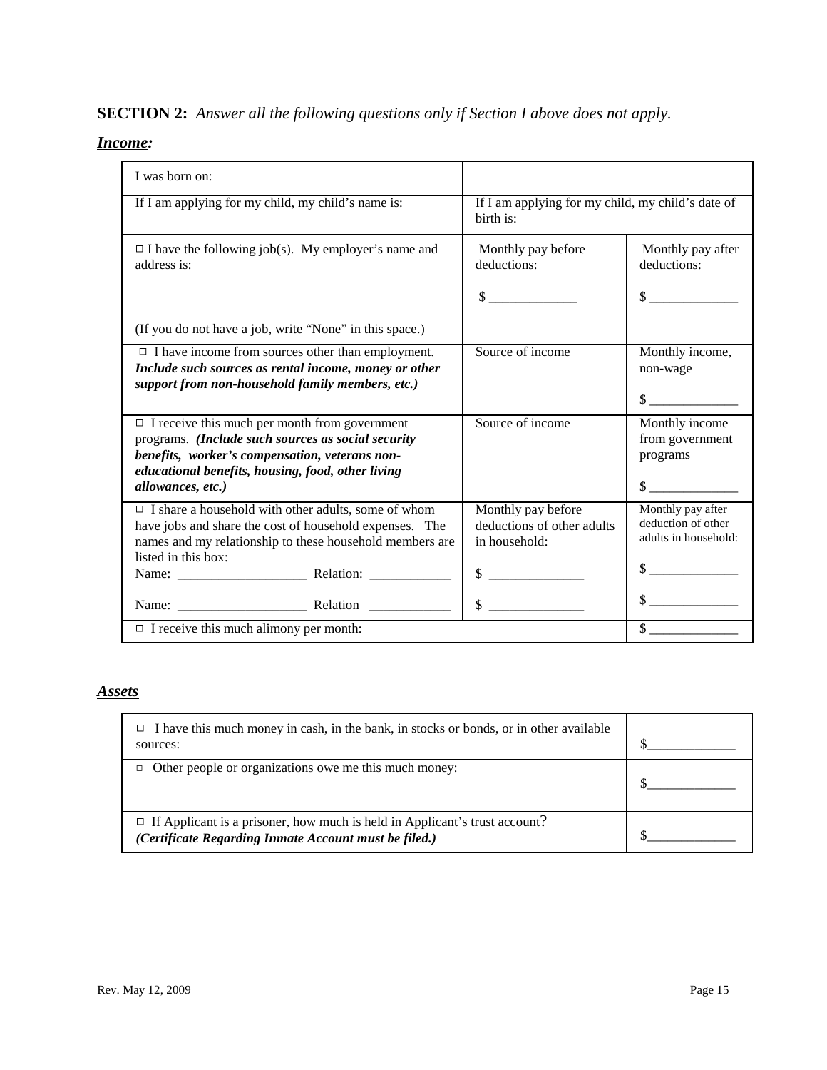**SECTION 2:** *Answer all the following questions only if Section I above does not apply.*

***Income:***

| I was born on: | | |
|---|---|---|
| If I am applying for my child, my child's name is: | If I am applying for my child, my child's date of birth is: | |
| ☐ I have the following job(s). My employer's name and address is:<br><br>(If you do not have a job, write "None" in this space.) | Monthly pay before deductions:<br><br>$ _____________ | Monthly pay after deductions:<br><br>$ _____________ |
| ☐ I have income from sources other than employment. ***Include such sources as rental income, money or other support from non-household family members, etc.)*** | Source of income | Monthly income, non-wage<br><br>$ _____________ |
| ☐ I receive this much per month from government programs. ***(Include such sources as social security benefits, worker's compensation, veterans non-educational benefits, housing, food, other living allowances, etc.)*** | Source of income | Monthly income from government programs<br><br>$ _____________ |
| ☐ I share a household with other adults, some of whom have jobs and share the cost of household expenses. The names and my relationship to these household members are listed in this box:<br>Name: ___________________ Relation: ____________<br><br>Name: ___________________ Relation ____________ | Monthly pay before deductions of other adults in household:<br><br>$ ______________<br><br>$ ______________ | Monthly pay after deduction of other adults in household:<br><br>$ _____________<br><br>$ _____________ |
| ☐ I receive this much alimony per month: | | $ _____________ |

***Assets***

| | |
|---|---|
| ☐ I have this much money in cash, in the bank, in stocks or bonds, or in other available sources: | $_____________ |
| ☐ Other people or organizations owe me this much money: | $_____________ |
| ☐ If Applicant is a prisoner, how much is held in Applicant's trust account? ***(Certificate Regarding Inmate Account must be filed.)*** | $_____________ |

Rev. May 12, 2009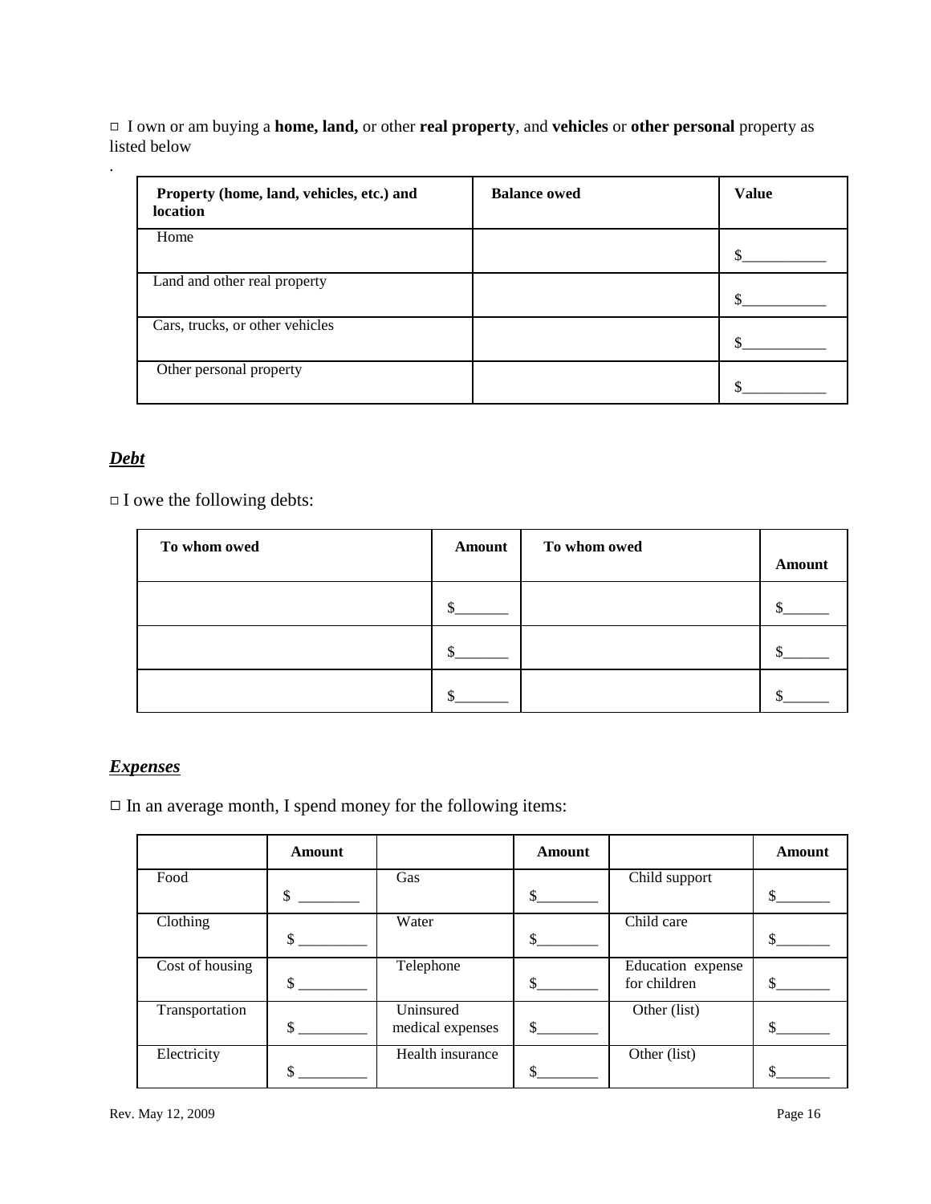□ I own or am buying a **home, land,** or other **real property**, and **vehicles** or **other personal** property as listed below

.

| **Property (home, land, vehicles, etc.) and location** | **Balance owed** | **Value** |
|---|---|---|
| Home | | $___________ |
| Land and other real property | | $___________ |
| Cars, trucks, or other vehicles | | $___________ |
| Other personal property | | $___________ |

## ***Debt***

□ I owe the following debts:

| **To whom owed** | **Amount** | **To whom owed** | **Amount** |
|---|---|---|---|
| | $_______ | | $______ |
| | $_______ | | $______ |
| | $_______ | | $______ |

## ***Expenses***

□ In an average month, I spend money for the following items:

| | **Amount** | | **Amount** | | **Amount** |
|---|---|---|---|---|---|
| Food | $ ________ | Gas | $________ | Child support | $_______ |
| Clothing | $ _________ | Water | $________ | Child care | $_______ |
| Cost of housing | $ _________ | Telephone | $________ | Education expense for children | $_______ |
| Transportation | $ _________ | Uninsured medical expenses | $________ | Other (list) | $_______ |
| Electricity | $ _________ | Health insurance | $________ | Other (list) | $_______ |

Rev. May 12, 2009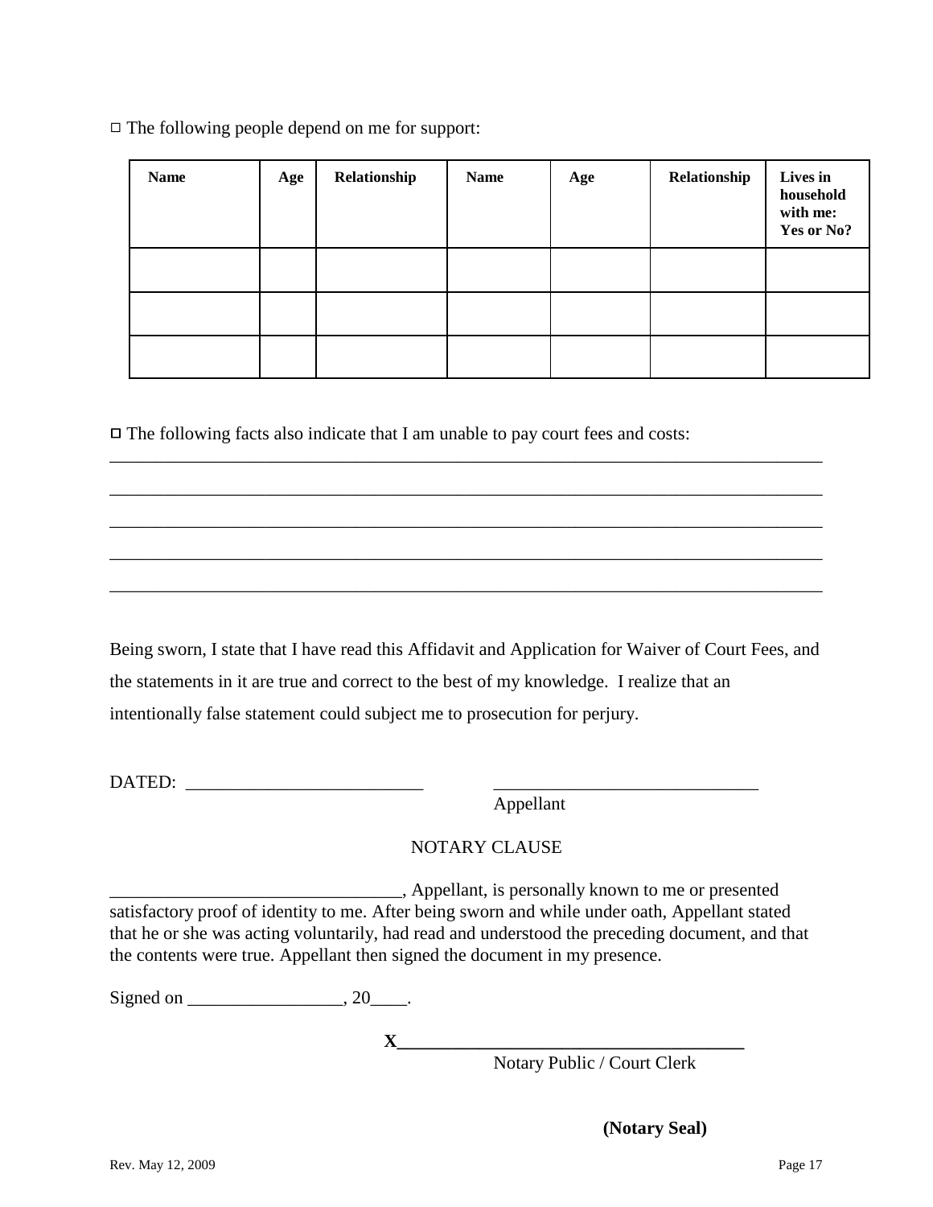□ The following people depend on me for support:

| Name | Age | Relationship | Name | Age | Relationship | Lives in household with me: Yes or No? |
|---|---|---|---|---|---|---|
| | | | | | | |
| | | | | | | |
| | | | | | | |

□ The following facts also indicate that I am unable to pay court fees and costs:
______________________________________________________________________________
______________________________________________________________________________
______________________________________________________________________________
______________________________________________________________________________
______________________________________________________________________________

Being sworn, I state that I have read this Affidavit and Application for Waiver of Court Fees, and the statements in it are true and correct to the best of my knowledge. I realize that an intentionally false statement could subject me to prosecution for perjury.

DATED: __________________________ _____________________________
Appellant

NOTARY CLAUSE

________________________________, Appellant, is personally known to me or presented satisfactory proof of identity to me. After being sworn and while under oath, Appellant stated that he or she was acting voluntarily, had read and understood the preceding document, and that the contents were true. Appellant then signed the document in my presence.

Signed on _________________, 20____.

**X**_____________________________________
Notary Public / Court Clerk

**(Notary Seal)**

Rev. May 12, 2009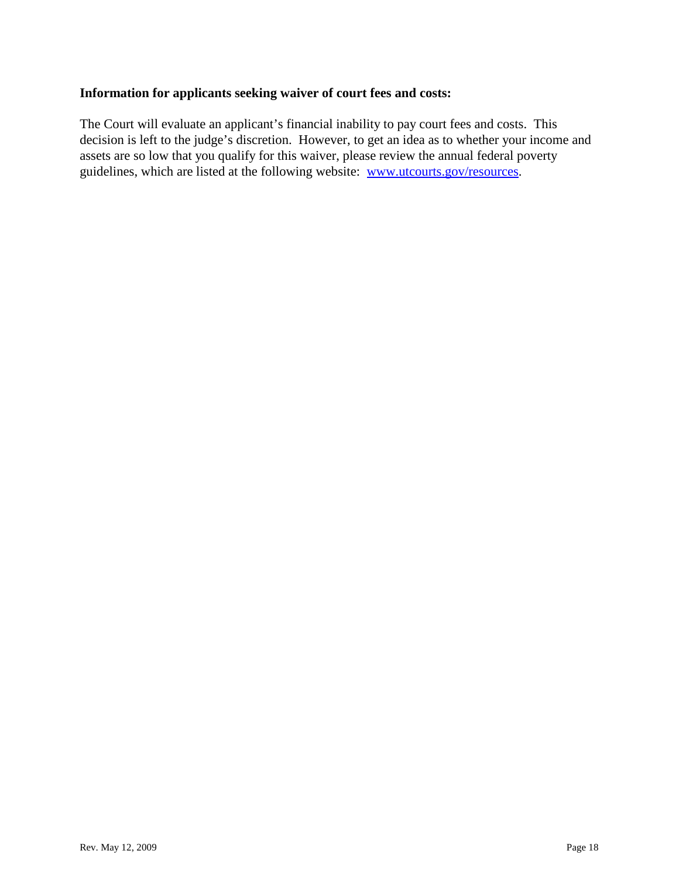**Information for applicants seeking waiver of court fees and costs:**

The Court will evaluate an applicant's financial inability to pay court fees and costs. This decision is left to the judge's discretion. However, to get an idea as to whether your income and assets are so low that you qualify for this waiver, please review the annual federal poverty guidelines, which are listed at the following website: [www.utcourts.gov/resources](http://www.utcourts.gov/resources).